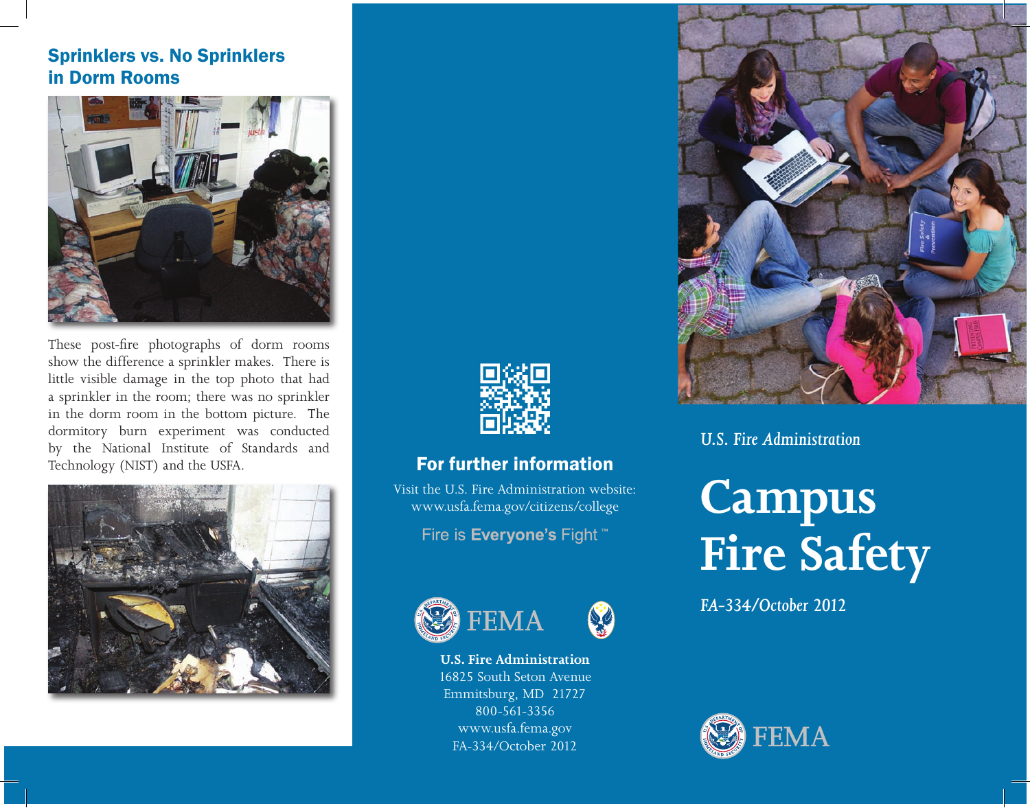## Sprinklers vs. No Sprinklers in Dorm Rooms

These post-fire photographs of dorm rooms show the difference a sprinkler makes. There is little visible damage in the top photo that had a sprinkler in the room; there was no sprinkler in the dorm room in the bottom picture. The dormitory burn experiment was conducted by the National Institute of Standards and Technology (NIST) and the USFA.

## For further information

Visit the U.S. Fire Administration website:
www.usfa.fema.gov/citizens/college

Fire is **Everyone's** Fight ™

FEMA

**U.S. Fire Administration**
16825 South Seton Avenue
Emmitsburg, MD 21727
800-561-3356
www.usfa.fema.gov
FA-334/October 2012

*U.S. Fire Administration*

# Campus Fire Safety

*FA-334/October 2012*

FEMA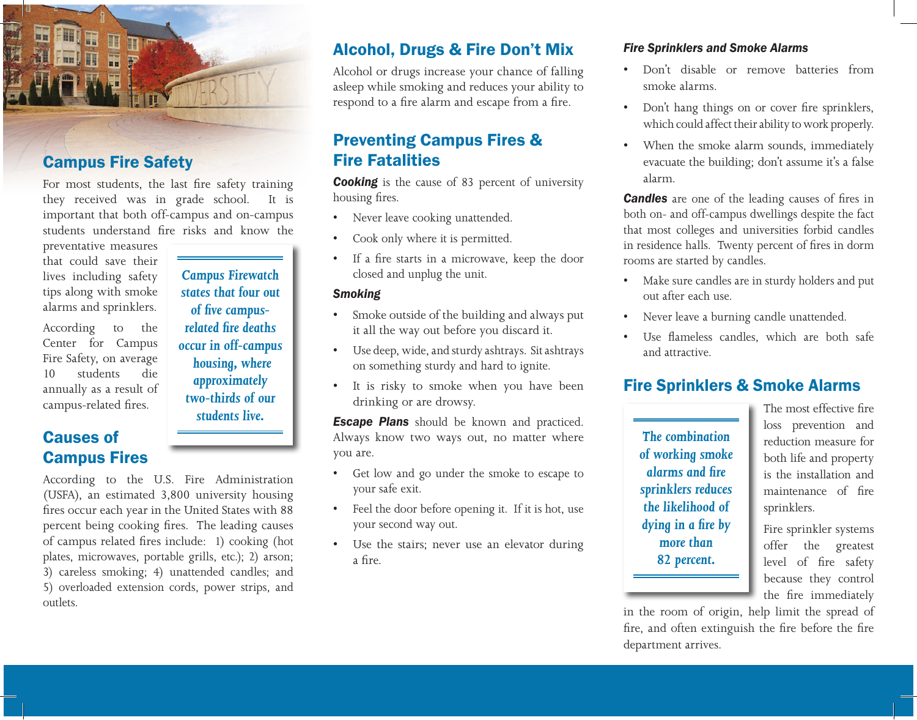## Campus Fire Safety

For most students, the last fire safety training they received was in grade school. It is important that both off-campus and on-campus students understand fire risks and know the preventative measures that could save their lives including safety tips along with smoke alarms and sprinklers.

According to the Center for Campus Fire Safety, on average 10 students die annually as a result of campus-related fires.

*Campus Firewatch states that four out of five campus-related fire deaths occur in off-campus housing, where approximately two-thirds of our students live.*

## Causes of Campus Fires

According to the U.S. Fire Administration (USFA), an estimated 3,800 university housing fires occur each year in the United States with 88 percent being cooking fires. The leading causes of campus related fires include: 1) cooking (hot plates, microwaves, portable grills, etc.); 2) arson; 3) careless smoking; 4) unattended candles; and 5) overloaded extension cords, power strips, and outlets.

## Alcohol, Drugs & Fire Don't Mix

Alcohol or drugs increase your chance of falling asleep while smoking and reduces your ability to respond to a fire alarm and escape from a fire.

## Preventing Campus Fires & Fire Fatalities

***Cooking*** is the cause of 83 percent of university housing fires.

- Never leave cooking unattended.
- Cook only where it is permitted.
- If a fire starts in a microwave, keep the door closed and unplug the unit.

### *Smoking*

- Smoke outside of the building and always put it all the way out before you discard it.
- Use deep, wide, and sturdy ashtrays. Sit ashtrays on something sturdy and hard to ignite.
- It is risky to smoke when you have been drinking or are drowsy.

***Escape Plans*** should be known and practiced. Always know two ways out, no matter where you are.

- Get low and go under the smoke to escape to your safe exit.
- Feel the door before opening it. If it is hot, use your second way out.
- Use the stairs; never use an elevator during a fire.

### *Fire Sprinklers and Smoke Alarms*

- Don't disable or remove batteries from smoke alarms.
- Don't hang things on or cover fire sprinklers, which could affect their ability to work properly.
- When the smoke alarm sounds, immediately evacuate the building; don't assume it's a false alarm.

***Candles*** are one of the leading causes of fires in both on- and off-campus dwellings despite the fact that most colleges and universities forbid candles in residence halls. Twenty percent of fires in dorm rooms are started by candles.

- Make sure candles are in sturdy holders and put out after each use.
- Never leave a burning candle unattended.
- Use flameless candles, which are both safe and attractive.

## Fire Sprinklers & Smoke Alarms

*The combination of working smoke alarms and fire sprinklers reduces the likelihood of dying in a fire by more than 82 percent.*

The most effective fire loss prevention and reduction measure for both life and property is the installation and maintenance of fire sprinklers.

Fire sprinkler systems offer the greatest level of fire safety because they control the fire immediately in the room of origin, help limit the spread of fire, and often extinguish the fire before the fire department arrives.